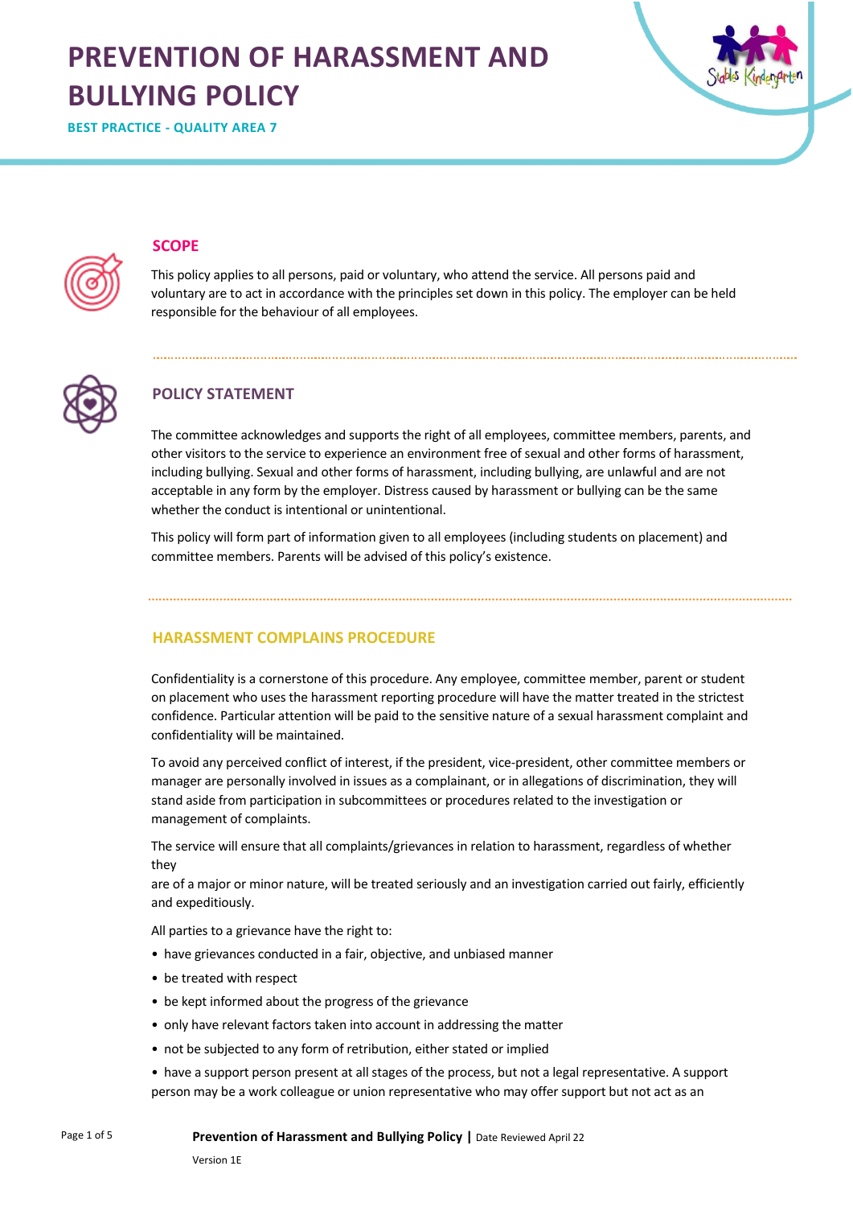# PREVENTION OF HARASSMENT AND BULLYING POLICY

**BEST PRACTICE - QUALITY AREA 7**

## SCOPE

This policy applies to all persons, paid or voluntary, who attend the service. All persons paid and voluntary are to act in accordance with the principles set down in this policy. The employer can be held responsible for the behaviour of all employees.

## POLICY STATEMENT

The committee acknowledges and supports the right of all employees, committee members, parents, and other visitors to the service to experience an environment free of sexual and other forms of harassment, including bullying. Sexual and other forms of harassment, including bullying, are unlawful and are not acceptable in any form by the employer. Distress caused by harassment or bullying can be the same whether the conduct is intentional or unintentional.

This policy will form part of information given to all employees (including students on placement) and committee members. Parents will be advised of this policy's existence.

## HARASSMENT COMPLAINS PROCEDURE

Confidentiality is a cornerstone of this procedure. Any employee, committee member, parent or student on placement who uses the harassment reporting procedure will have the matter treated in the strictest confidence. Particular attention will be paid to the sensitive nature of a sexual harassment complaint and confidentiality will be maintained.

To avoid any perceived conflict of interest, if the president, vice-president, other committee members or manager are personally involved in issues as a complainant, or in allegations of discrimination, they will stand aside from participation in subcommittees or procedures related to the investigation or management of complaints.

The service will ensure that all complaints/grievances in relation to harassment, regardless of whether they are of a major or minor nature, will be treated seriously and an investigation carried out fairly, efficiently and expeditiously.

All parties to a grievance have the right to:

- have grievances conducted in a fair, objective, and unbiased manner
- be treated with respect
- be kept informed about the progress of the grievance
- only have relevant factors taken into account in addressing the matter
- not be subjected to any form of retribution, either stated or implied
- have a support person present at all stages of the process, but not a legal representative. A support person may be a work colleague or union representative who may offer support but not act as an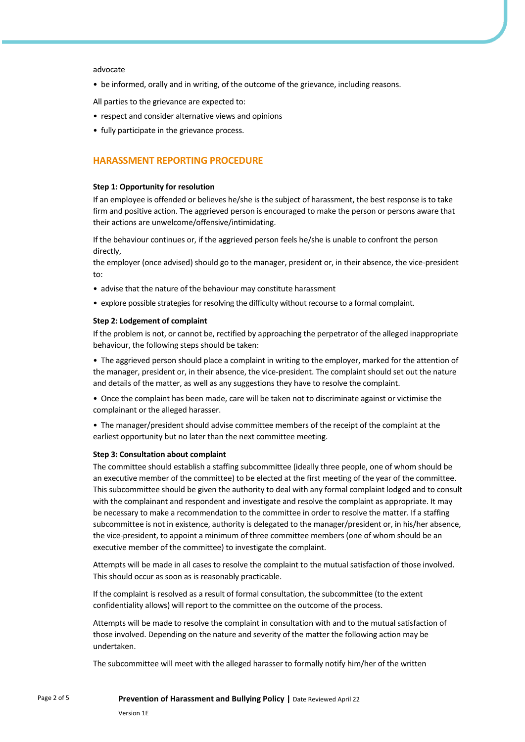advocate

- be informed, orally and in writing, of the outcome of the grievance, including reasons.

All parties to the grievance are expected to:

- respect and consider alternative views and opinions
- fully participate in the grievance process.

## HARASSMENT REPORTING PROCEDURE

**Step 1: Opportunity for resolution**

If an employee is offended or believes he/she is the subject of harassment, the best response is to take firm and positive action. The aggrieved person is encouraged to make the person or persons aware that their actions are unwelcome/offensive/intimidating.

If the behaviour continues or, if the aggrieved person feels he/she is unable to confront the person directly,
the employer (once advised) should go to the manager, president or, in their absence, the vice-president to:

- advise that the nature of the behaviour may constitute harassment
- explore possible strategies for resolving the difficulty without recourse to a formal complaint.

**Step 2: Lodgement of complaint**

If the problem is not, or cannot be, rectified by approaching the perpetrator of the alleged inappropriate behaviour, the following steps should be taken:

- The aggrieved person should place a complaint in writing to the employer, marked for the attention of the manager, president or, in their absence, the vice-president. The complaint should set out the nature and details of the matter, as well as any suggestions they have to resolve the complaint.
- Once the complaint has been made, care will be taken not to discriminate against or victimise the complainant or the alleged harasser.
- The manager/president should advise committee members of the receipt of the complaint at the earliest opportunity but no later than the next committee meeting.

**Step 3: Consultation about complaint**

The committee should establish a staffing subcommittee (ideally three people, one of whom should be an executive member of the committee) to be elected at the first meeting of the year of the committee. This subcommittee should be given the authority to deal with any formal complaint lodged and to consult with the complainant and respondent and investigate and resolve the complaint as appropriate. It may be necessary to make a recommendation to the committee in order to resolve the matter. If a staffing subcommittee is not in existence, authority is delegated to the manager/president or, in his/her absence, the vice-president, to appoint a minimum of three committee members (one of whom should be an executive member of the committee) to investigate the complaint.

Attempts will be made in all cases to resolve the complaint to the mutual satisfaction of those involved. This should occur as soon as is reasonably practicable.

If the complaint is resolved as a result of formal consultation, the subcommittee (to the extent confidentiality allows) will report to the committee on the outcome of the process.

Attempts will be made to resolve the complaint in consultation with and to the mutual satisfaction of those involved. Depending on the nature and severity of the matter the following action may be undertaken.

The subcommittee will meet with the alleged harasser to formally notify him/her of the written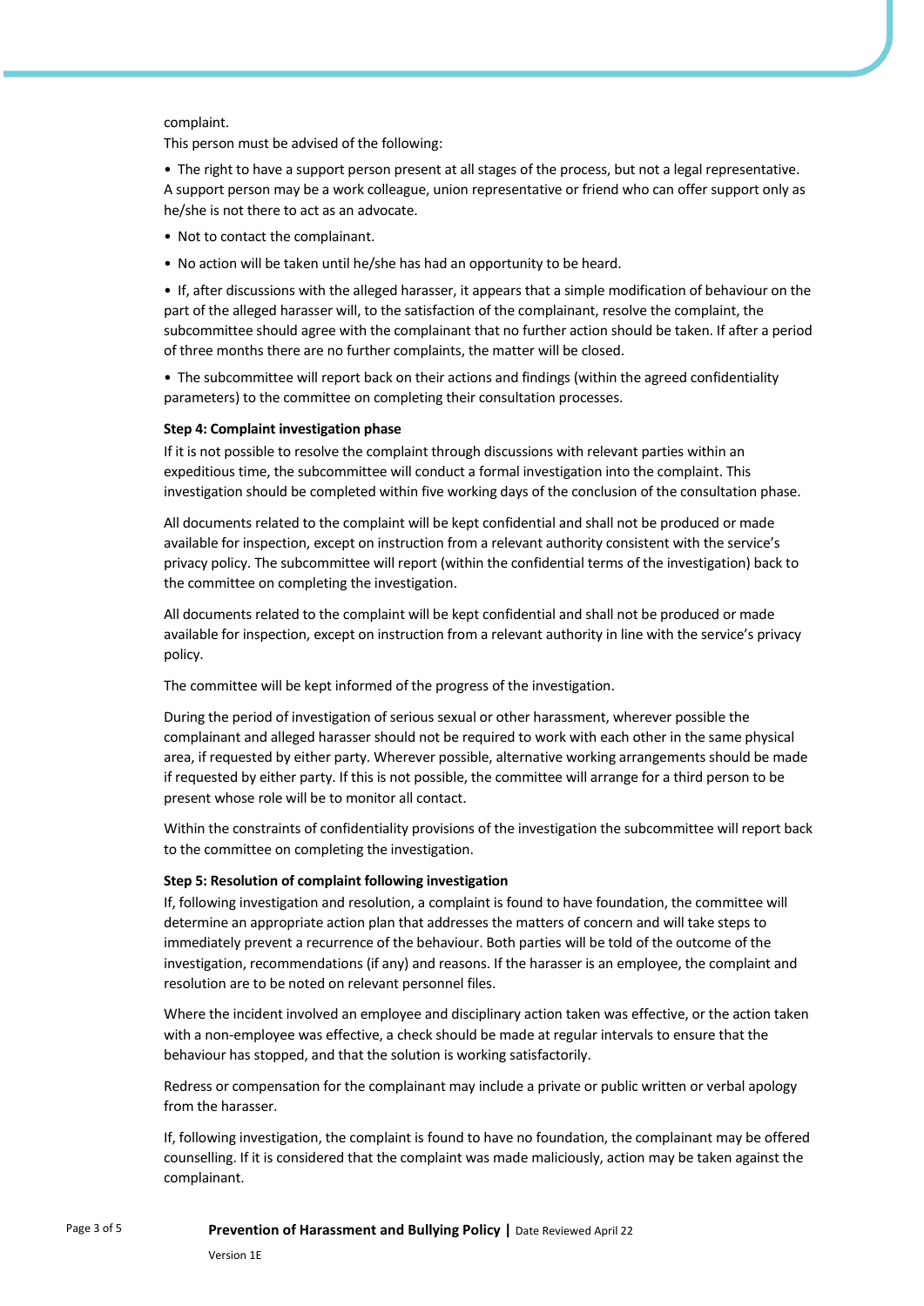complaint.

This person must be advised of the following:

- The right to have a support person present at all stages of the process, but not a legal representative. A support person may be a work colleague, union representative or friend who can offer support only as he/she is not there to act as an advocate.
- Not to contact the complainant.
- No action will be taken until he/she has had an opportunity to be heard.
- If, after discussions with the alleged harasser, it appears that a simple modification of behaviour on the part of the alleged harasser will, to the satisfaction of the complainant, resolve the complaint, the subcommittee should agree with the complainant that no further action should be taken. If after a period of three months there are no further complaints, the matter will be closed.
- The subcommittee will report back on their actions and findings (within the agreed confidentiality parameters) to the committee on completing their consultation processes.

**Step 4: Complaint investigation phase**

If it is not possible to resolve the complaint through discussions with relevant parties within an expeditious time, the subcommittee will conduct a formal investigation into the complaint. This investigation should be completed within five working days of the conclusion of the consultation phase.

All documents related to the complaint will be kept confidential and shall not be produced or made available for inspection, except on instruction from a relevant authority consistent with the service's privacy policy. The subcommittee will report (within the confidential terms of the investigation) back to the committee on completing the investigation.

All documents related to the complaint will be kept confidential and shall not be produced or made available for inspection, except on instruction from a relevant authority in line with the service's privacy policy.

The committee will be kept informed of the progress of the investigation.

During the period of investigation of serious sexual or other harassment, wherever possible the complainant and alleged harasser should not be required to work with each other in the same physical area, if requested by either party. Wherever possible, alternative working arrangements should be made if requested by either party. If this is not possible, the committee will arrange for a third person to be present whose role will be to monitor all contact.

Within the constraints of confidentiality provisions of the investigation the subcommittee will report back to the committee on completing the investigation.

**Step 5: Resolution of complaint following investigation**

If, following investigation and resolution, a complaint is found to have foundation, the committee will determine an appropriate action plan that addresses the matters of concern and will take steps to immediately prevent a recurrence of the behaviour. Both parties will be told of the outcome of the investigation, recommendations (if any) and reasons. If the harasser is an employee, the complaint and resolution are to be noted on relevant personnel files.

Where the incident involved an employee and disciplinary action taken was effective, or the action taken with a non-employee was effective, a check should be made at regular intervals to ensure that the behaviour has stopped, and that the solution is working satisfactorily.

Redress or compensation for the complainant may include a private or public written or verbal apology from the harasser.

If, following investigation, the complaint is found to have no foundation, the complainant may be offered counselling. If it is considered that the complaint was made maliciously, action may be taken against the complainant.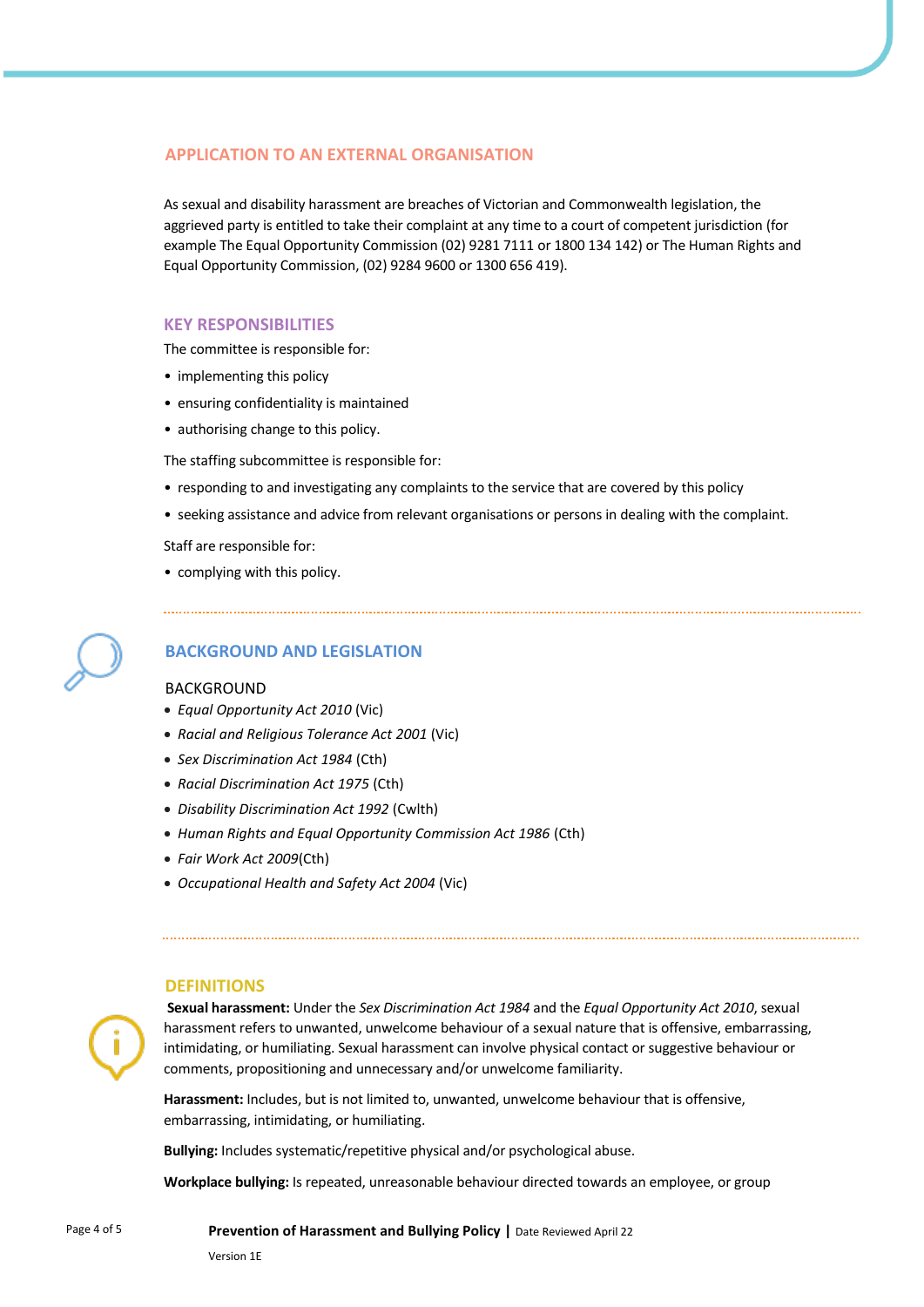## APPLICATION TO AN EXTERNAL ORGANISATION

As sexual and disability harassment are breaches of Victorian and Commonwealth legislation, the aggrieved party is entitled to take their complaint at any time to a court of competent jurisdiction (for example The Equal Opportunity Commission (02) 9281 7111 or 1800 134 142) or The Human Rights and Equal Opportunity Commission, (02) 9284 9600 or 1300 656 419).

## KEY RESPONSIBILITIES

The committee is responsible for:

- implementing this policy
- ensuring confidentiality is maintained
- authorising change to this policy.

The staffing subcommittee is responsible for:

- responding to and investigating any complaints to the service that are covered by this policy
- seeking assistance and advice from relevant organisations or persons in dealing with the complaint.

Staff are responsible for:

- complying with this policy.

## BACKGROUND AND LEGISLATION

### BACKGROUND

- *Equal Opportunity Act 2010* (Vic)
- *Racial and Religious Tolerance Act 2001* (Vic)
- *Sex Discrimination Act 1984* (Cth)
- *Racial Discrimination Act 1975* (Cth)
- *Disability Discrimination Act 1992* (Cwlth)
- *Human Rights and Equal Opportunity Commission Act 1986* (Cth)
- *Fair Work Act 2009*(Cth)
- *Occupational Health and Safety Act 2004* (Vic)

## DEFINITIONS

**Sexual harassment:** Under the *Sex Discrimination Act 1984* and the *Equal Opportunity Act 2010*, sexual harassment refers to unwanted, unwelcome behaviour of a sexual nature that is offensive, embarrassing, intimidating, or humiliating. Sexual harassment can involve physical contact or suggestive behaviour or comments, propositioning and unnecessary and/or unwelcome familiarity.

**Harassment:** Includes, but is not limited to, unwanted, unwelcome behaviour that is offensive, embarrassing, intimidating, or humiliating.

**Bullying:** Includes systematic/repetitive physical and/or psychological abuse.

**Workplace bullying:** Is repeated, unreasonable behaviour directed towards an employee, or group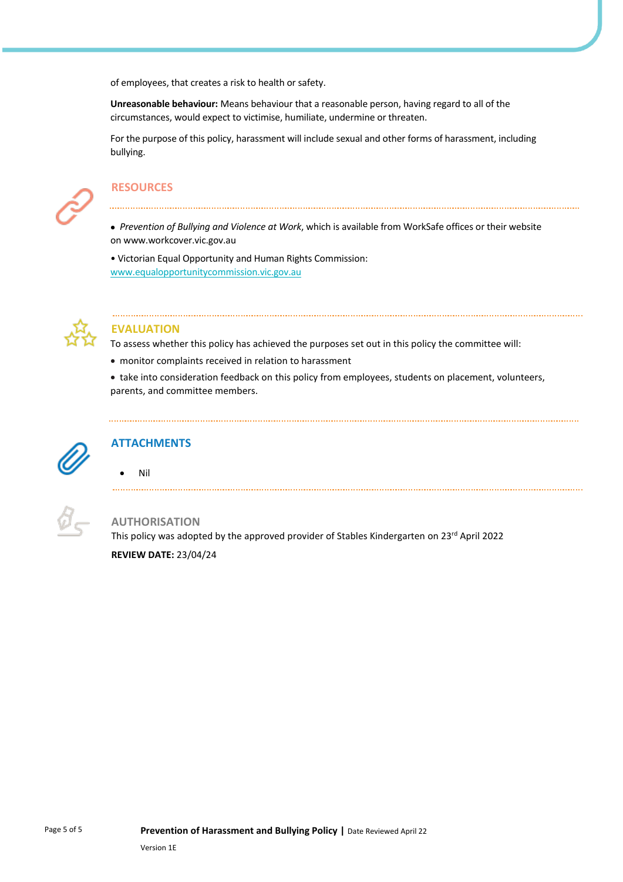of employees, that creates a risk to health or safety.

**Unreasonable behaviour:** Means behaviour that a reasonable person, having regard to all of the circumstances, would expect to victimise, humiliate, undermine or threaten.

For the purpose of this policy, harassment will include sexual and other forms of harassment, including bullying.

## RESOURCES

- *Prevention of Bullying and Violence at Work*, which is available from WorkSafe offices or their website on www.workcover.vic.gov.au
- Victorian Equal Opportunity and Human Rights Commission: www.equalopportunitycommission.vic.gov.au

## EVALUATION

To assess whether this policy has achieved the purposes set out in this policy the committee will:

- monitor complaints received in relation to harassment
- take into consideration feedback on this policy from employees, students on placement, volunteers, parents, and committee members.

## ATTACHMENTS

- Nil

## AUTHORISATION

This policy was adopted by the approved provider of Stables Kindergarten on 23rd April 2022

**REVIEW DATE:** 23/04/24